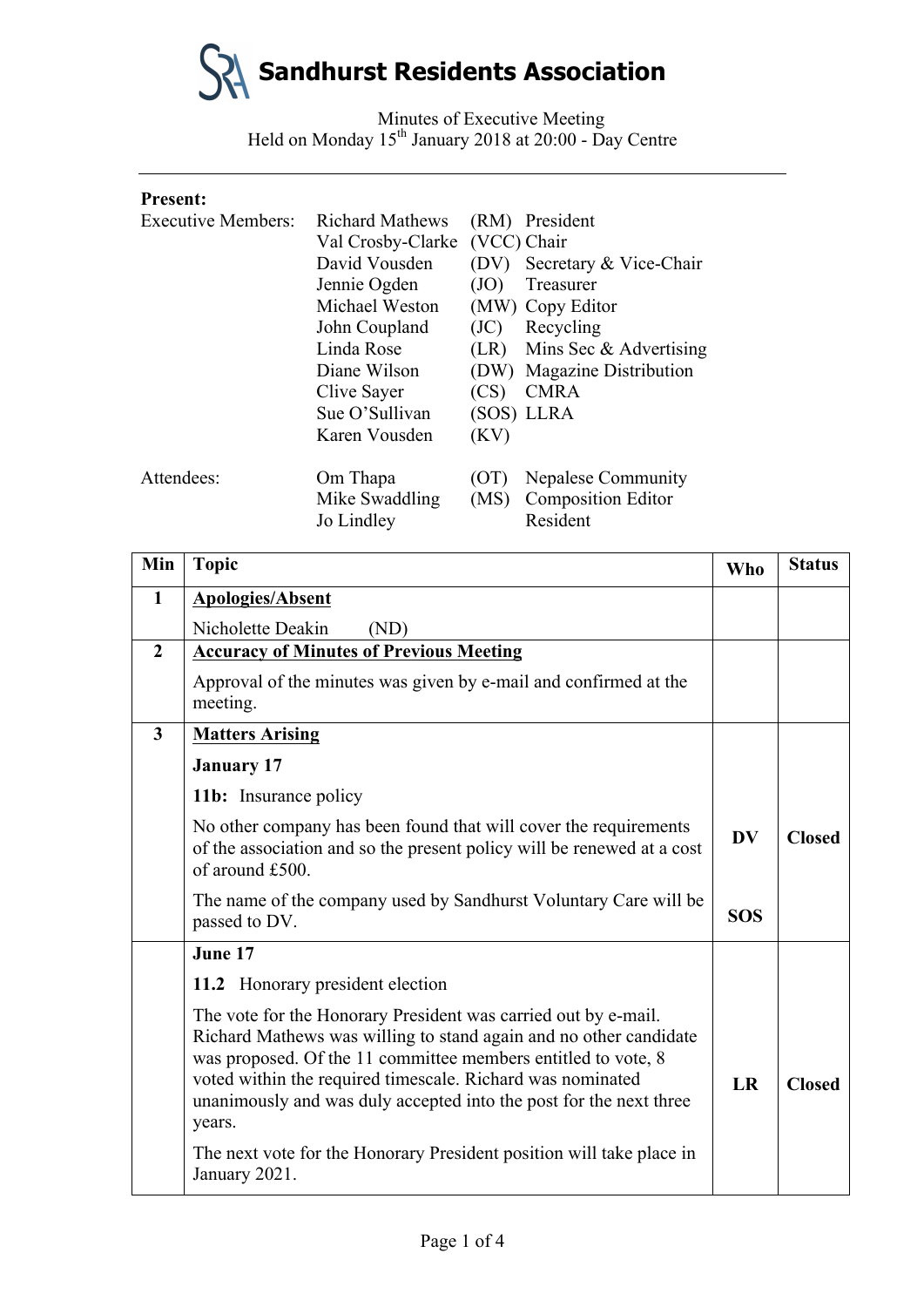# Sandhurst Residents Association

Minutes of Executive Meeting
Held on Monday 15th January 2018 at 20:00 - Day Centre

---

**Present:**

| | | | |
|---|---|---|---|
| Executive Members: | Richard Mathews | (RM) | President |
| | Val Crosby-Clarke | (VCC) | Chair |
| | David Vousden | (DV) | Secretary & Vice-Chair |
| | Jennie Ogden | (JO) | Treasurer |
| | Michael Weston | (MW) | Copy Editor |
| | John Coupland | (JC) | Recycling |
| | Linda Rose | (LR) | Mins Sec & Advertising |
| | Diane Wilson | (DW) | Magazine Distribution |
| | Clive Sayer | (CS) | CMRA |
| | Sue O'Sullivan | (SOS) | LLRA |
| | Karen Vousden | (KV) | |
| Attendees: | Om Thapa | (OT) | Nepalese Community |
| | Mike Swaddling | (MS) | Composition Editor |
| | Jo Lindley | | Resident |

| Min | Topic | Who | Status |
|---|---|---|---|
| 1 | **Apologies/Absent**<br>Nicholette Deakin (ND) | | |
| 2 | **Accuracy of Minutes of Previous Meeting**<br>Approval of the minutes was given by e-mail and confirmed at the meeting. | | |
| 3 | **Matters Arising**<br>**January 17**<br>**11b:** Insurance policy<br>No other company has been found that will cover the requirements of the association and so the present policy will be renewed at a cost of around £500.<br>The name of the company used by Sandhurst Voluntary Care will be passed to DV. | **DV**<br><br>**SOS** | **Closed** |
| | **June 17**<br>**11.2** Honorary president election<br>The vote for the Honorary President was carried out by e-mail. Richard Mathews was willing to stand again and no other candidate was proposed. Of the 11 committee members entitled to vote, 8 voted within the required timescale. Richard was nominated unanimously and was duly accepted into the post for the next three years.<br>The next vote for the Honorary President position will take place in January 2021. | **LR** | **Closed** |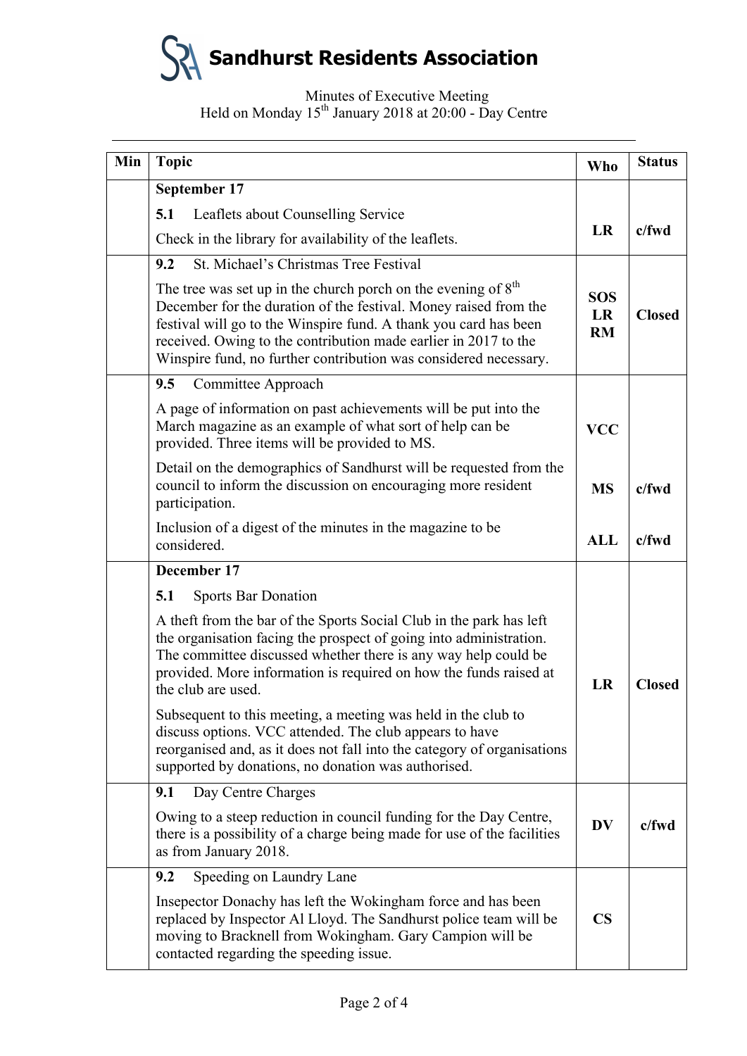# Sandhurst Residents Association

Minutes of Executive Meeting
Held on Monday 15th January 2018 at 20:00 - Day Centre

| Min | Topic | Who | Status |
|---|---|---|---|
| | **September 17** | | |
| | **5.1** Leaflets about Counselling Service<br>Check in the library for availability of the leaflets. | **LR** | **c/fwd** |
| | **9.2** St. Michael's Christmas Tree Festival<br>The tree was set up in the church porch on the evening of 8th December for the duration of the festival. Money raised from the festival will go to the Winspire fund. A thank you card has been received. Owing to the contribution made earlier in 2017 to the Winspire fund, no further contribution was considered necessary. | **SOS LR RM** | **Closed** |
| | **9.5** Committee Approach<br>A page of information on past achievements will be put into the March magazine as an example of what sort of help can be provided. Three items will be provided to MS. | **VCC** | |
| | Detail on the demographics of Sandhurst will be requested from the council to inform the discussion on encouraging more resident participation. | **MS** | **c/fwd** |
| | Inclusion of a digest of the minutes in the magazine to be considered. | **ALL** | **c/fwd** |
| | **December 17** | | |
| | **5.1** Sports Bar Donation<br>A theft from the bar of the Sports Social Club in the park has left the organisation facing the prospect of going into administration. The committee discussed whether there is any way help could be provided. More information is required on how the funds raised at the club are used.<br>Subsequent to this meeting, a meeting was held in the club to discuss options. VCC attended. The club appears to have reorganised and, as it does not fall into the category of organisations supported by donations, no donation was authorised. | **LR** | **Closed** |
| | **9.1** Day Centre Charges<br>Owing to a steep reduction in council funding for the Day Centre, there is a possibility of a charge being made for use of the facilities as from January 2018. | **DV** | **c/fwd** |
| | **9.2** Speeding on Laundry Lane<br>Insepector Donachy has left the Wokingham force and has been replaced by Inspector Al Lloyd. The Sandhurst police team will be moving to Bracknell from Wokingham. Gary Campion will be contacted regarding the speeding issue. | **CS** | |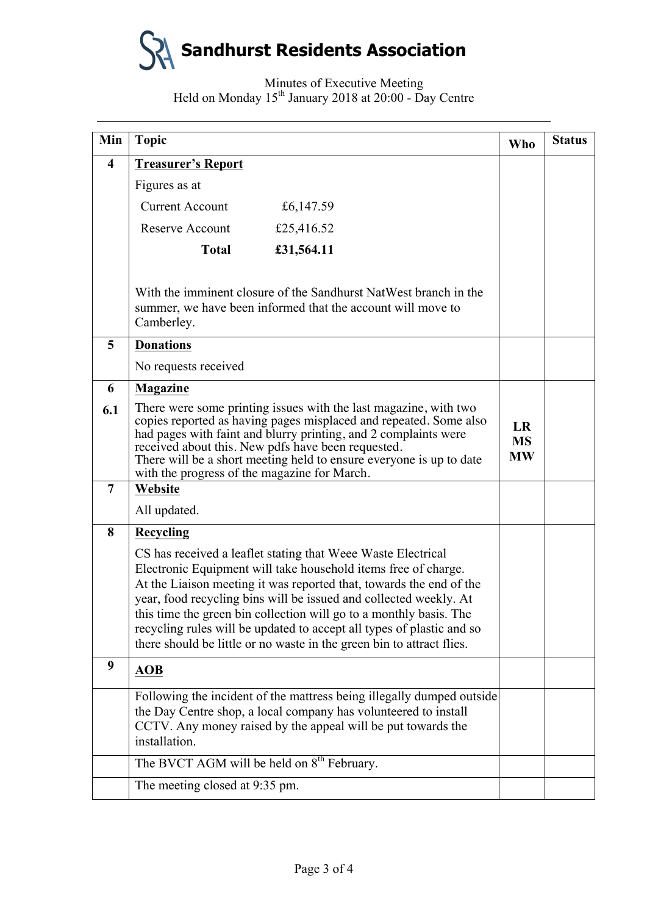# Sandhurst Residents Association

Minutes of Executive Meeting
Held on Monday 15th January 2018 at 20:00 - Day Centre

| Min | Topic | Who | Status |
|---|---|---|---|
| 4 | **Treasurer's Report** | | |
| | Figures as at | | |
| | Current Account £6,147.59 | | |
| | Reserve Account £25,416.52 | | |
| | **Total** **£31,564.11** | | |
| | With the imminent closure of the Sandhurst NatWest branch in the summer, we have been informed that the account will move to Camberley. | | |
| 5 | **Donations** | | |
| | No requests received | | |
| 6 | **Magazine** | | |
| 6.1 | There were some printing issues with the last magazine, with two copies reported as having pages misplaced and repeated. Some also had pages with faint and blurry printing, and 2 complaints were received about this. New pdfs have been requested. There will be a short meeting held to ensure everyone is up to date with the progress of the magazine for March. | **LR MS MW** | |
| 7 | **Website** | | |
| | All updated. | | |
| 8 | **Recycling** | | |
| | CS has received a leaflet stating that Weee Waste Electrical Electronic Equipment will take household items free of charge. At the Liaison meeting it was reported that, towards the end of the year, food recycling bins will be issued and collected weekly. At this time the green bin collection will go to a monthly basis. The recycling rules will be updated to accept all types of plastic and so there should be little or no waste in the green bin to attract flies. | | |
| 9 | **AOB** | | |
| | Following the incident of the mattress being illegally dumped outside the Day Centre shop, a local company has volunteered to install CCTV. Any money raised by the appeal will be put towards the installation. | | |
| | The BVCT AGM will be held on 8th February. | | |
| | The meeting closed at 9:35 pm. | | |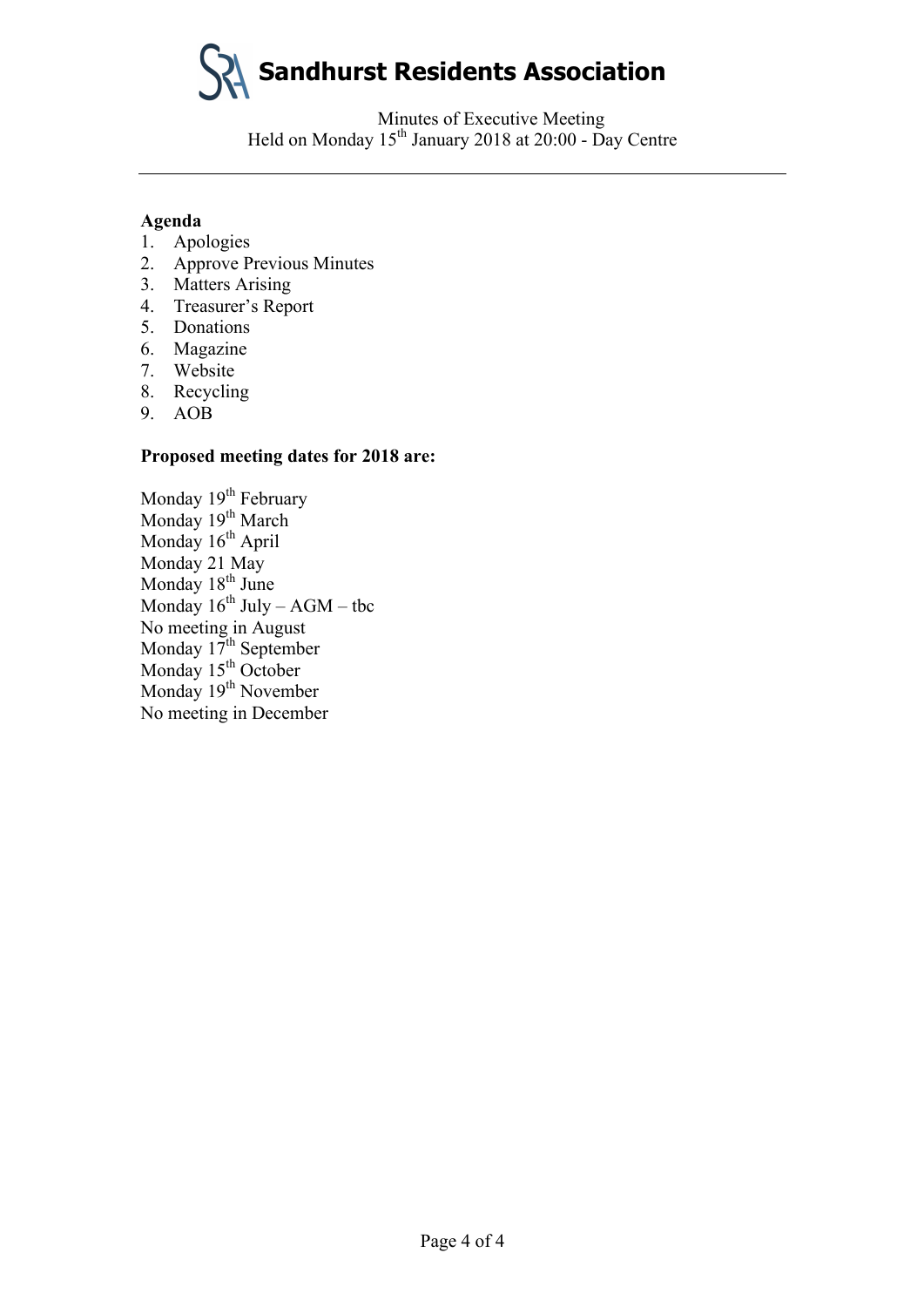# Sandhurst Residents Association

Minutes of Executive Meeting
Held on Monday 15th January 2018 at 20:00 - Day Centre

---

**Agenda**

1. Apologies
2. Approve Previous Minutes
3. Matters Arising
4. Treasurer's Report
5. Donations
6. Magazine
7. Website
8. Recycling
9. AOB

**Proposed meeting dates for 2018 are:**

Monday 19th February
Monday 19th March
Monday 16th April
Monday 21 May
Monday 18th June
Monday 16th July – AGM – tbc
No meeting in August
Monday 17th September
Monday 15th October
Monday 19th November
No meeting in December